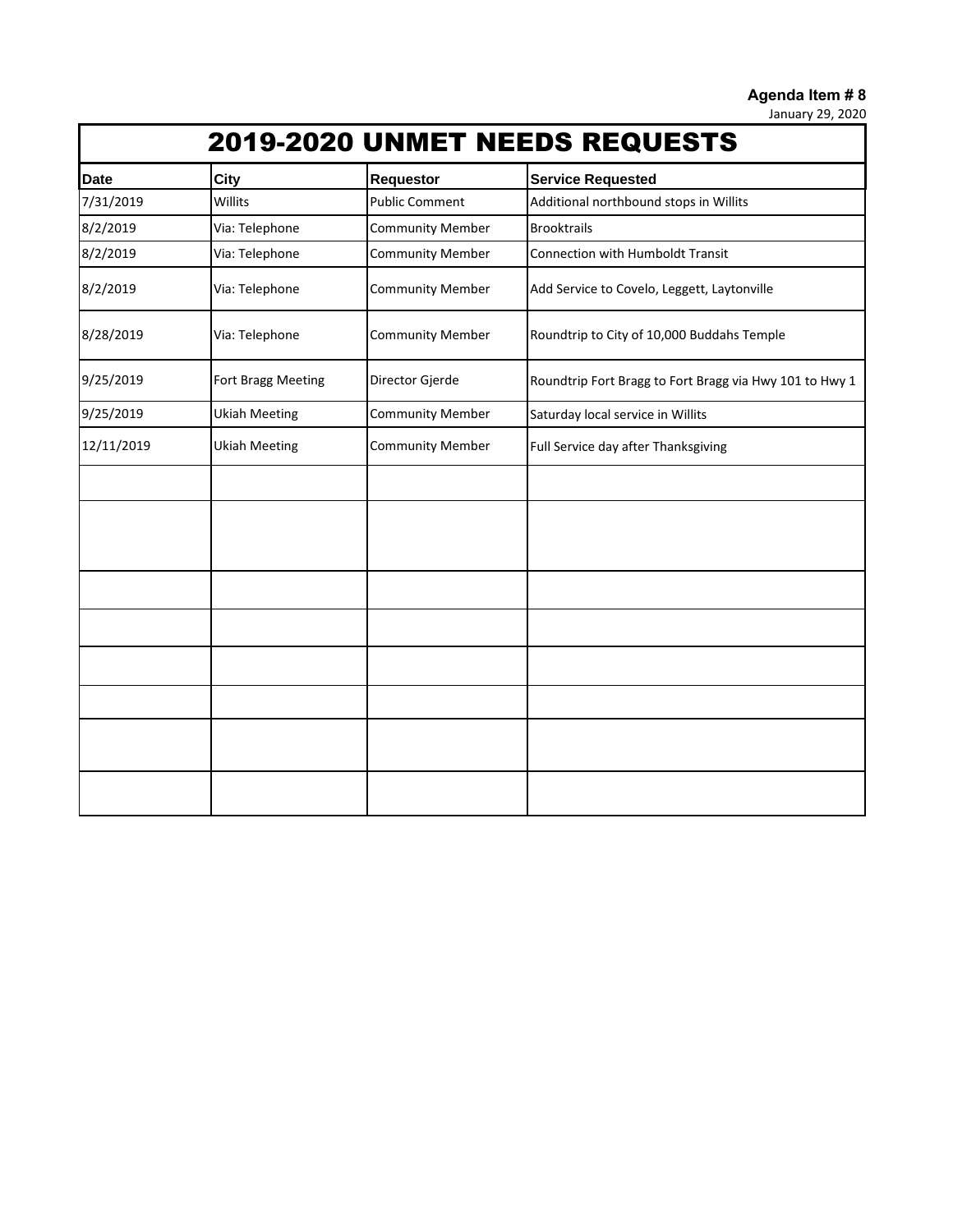**Agenda Item # 8**
January 29, 2020

# 2019-2020 UNMET NEEDS REQUESTS

| Date | City | Requestor | Service Requested |
|---|---|---|---|
| 7/31/2019 | Willits | Public Comment | Additional northbound stops in Willits |
| 8/2/2019 | Via: Telephone | Community Member | Brooktrails |
| 8/2/2019 | Via: Telephone | Community Member | Connection with Humboldt Transit |
| 8/2/2019 | Via: Telephone | Community Member | Add Service to Covelo, Leggett, Laytonville |
| 8/28/2019 | Via: Telephone | Community Member | Roundtrip to City of 10,000 Buddahs Temple |
| 9/25/2019 | Fort Bragg Meeting | Director Gjerde | Roundtrip Fort Bragg to Fort Bragg via Hwy 101 to Hwy 1 |
| 9/25/2019 | Ukiah Meeting | Community Member | Saturday local service in Willits |
| 12/11/2019 | Ukiah Meeting | Community Member | Full Service day after Thanksgiving |
| | | | |
| | | | |
| | | | |
| | | | |
| | | | |
| | | | |
| | | | |
| | | | |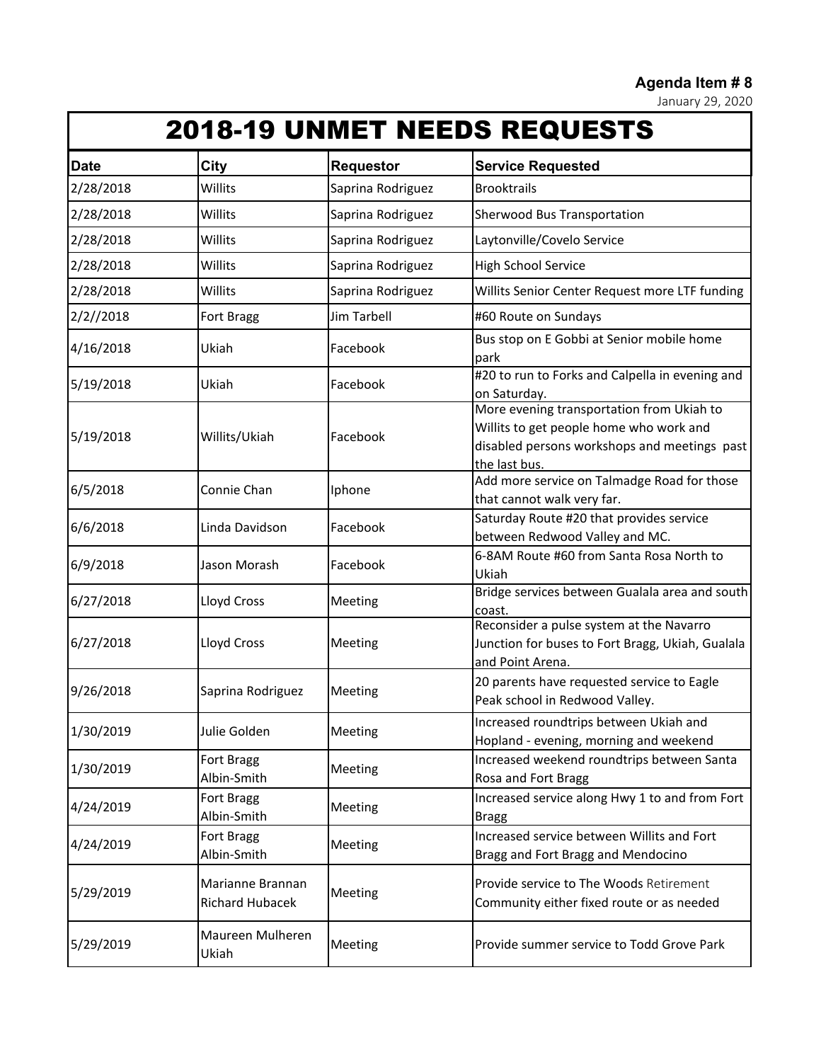**Agenda Item # 8**
January 29, 2020

# 2018-19 UNMET NEEDS REQUESTS

| Date | City | Requestor | Service Requested |
|---|---|---|---|
| 2/28/2018 | Willits | Saprina Rodriguez | Brooktrails |
| 2/28/2018 | Willits | Saprina Rodriguez | Sherwood Bus Transportation |
| 2/28/2018 | Willits | Saprina Rodriguez | Laytonville/Covelo Service |
| 2/28/2018 | Willits | Saprina Rodriguez | High School Service |
| 2/28/2018 | Willits | Saprina Rodriguez | Willits Senior Center Request more LTF funding |
| 2/2//2018 | Fort Bragg | Jim Tarbell | #60 Route on Sundays |
| 4/16/2018 | Ukiah | Facebook | Bus stop on E Gobbi at Senior mobile home park |
| 5/19/2018 | Ukiah | Facebook | #20 to run to Forks and Calpella in evening and on Saturday. |
| 5/19/2018 | Willits/Ukiah | Facebook | More evening transportation from Ukiah to Willits to get people home who work and disabled persons workshops and meetings past the last bus. |
| 6/5/2018 | Connie Chan | Iphone | Add more service on Talmadge Road for those that cannot walk very far. |
| 6/6/2018 | Linda Davidson | Facebook | Saturday Route #20 that provides service between Redwood Valley and MC. |
| 6/9/2018 | Jason Morash | Facebook | 6-8AM Route #60 from Santa Rosa North to Ukiah |
| 6/27/2018 | Lloyd Cross | Meeting | Bridge services between Gualala area and south coast. |
| 6/27/2018 | Lloyd Cross | Meeting | Reconsider a pulse system at the Navarro Junction for buses to Fort Bragg, Ukiah, Gualala and Point Arena. |
| 9/26/2018 | Saprina Rodriguez | Meeting | 20 parents have requested service to Eagle Peak school in Redwood Valley. |
| 1/30/2019 | Julie Golden | Meeting | Increased roundtrips between Ukiah and Hopland - evening, morning and weekend |
| 1/30/2019 | Fort Bragg Albin-Smith | Meeting | Increased weekend roundtrips between Santa Rosa and Fort Bragg |
| 4/24/2019 | Fort Bragg Albin-Smith | Meeting | Increased service along Hwy 1 to and from Fort Bragg |
| 4/24/2019 | Fort Bragg Albin-Smith | Meeting | Increased service between Willits and Fort Bragg and Fort Bragg and Mendocino |
| 5/29/2019 | Marianne Brannan Richard Hubacek | Meeting | Provide service to The Woods Retirement Community either fixed route or as needed |
| 5/29/2019 | Maureen Mulheren Ukiah | Meeting | Provide summer service to Todd Grove Park |